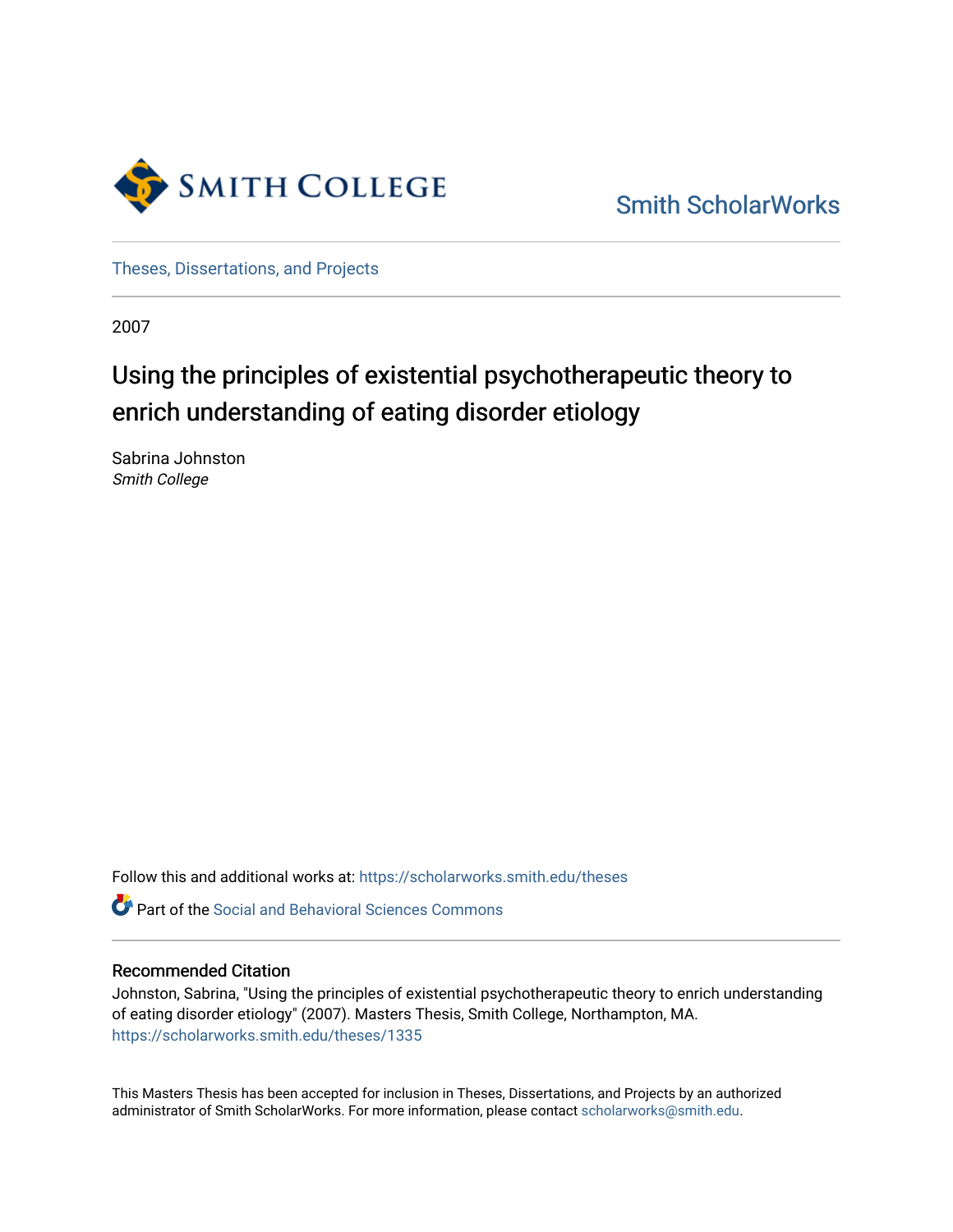Smith College

Smith ScholarWorks

Theses, Dissertations, and Projects

2007

# Using the principles of existential psychotherapeutic theory to enrich understanding of eating disorder etiology

Sabrina Johnston
*Smith College*

Follow this and additional works at: https://scholarworks.smith.edu/theses

Part of the Social and Behavioral Sciences Commons

### Recommended Citation

Johnston, Sabrina, "Using the principles of existential psychotherapeutic theory to enrich understanding of eating disorder etiology" (2007). Masters Thesis, Smith College, Northampton, MA.
https://scholarworks.smith.edu/theses/1335

This Masters Thesis has been accepted for inclusion in Theses, Dissertations, and Projects by an authorized administrator of Smith ScholarWorks. For more information, please contact scholarworks@smith.edu.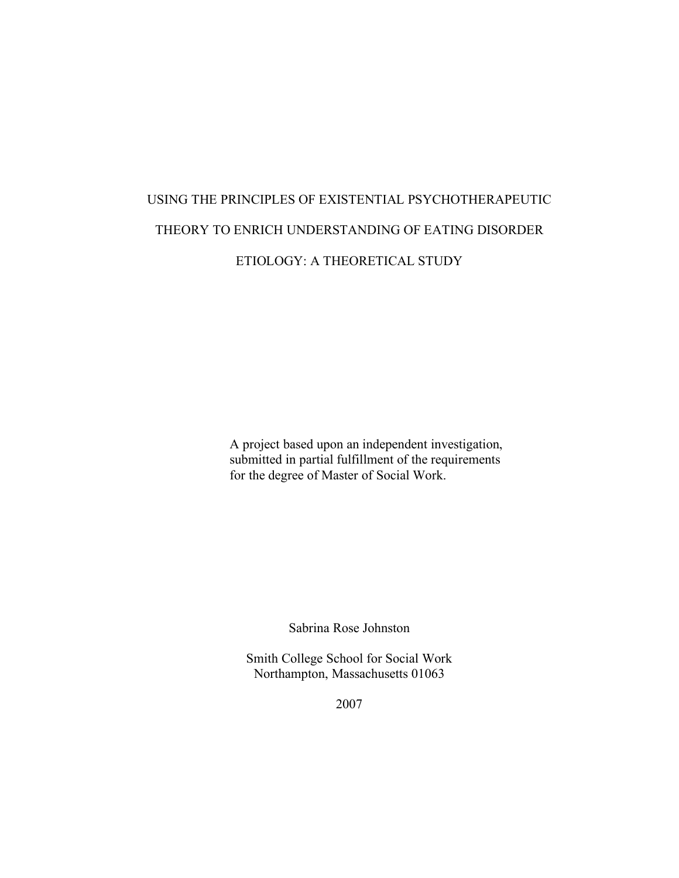# USING THE PRINCIPLES OF EXISTENTIAL PSYCHOTHERAPEUTIC THEORY TO ENRICH UNDERSTANDING OF EATING DISORDER ETIOLOGY: A THEORETICAL STUDY

A project based upon an independent investigation, submitted in partial fulfillment of the requirements for the degree of Master of Social Work.

Sabrina Rose Johnston

Smith College School for Social Work
Northampton, Massachusetts 01063

2007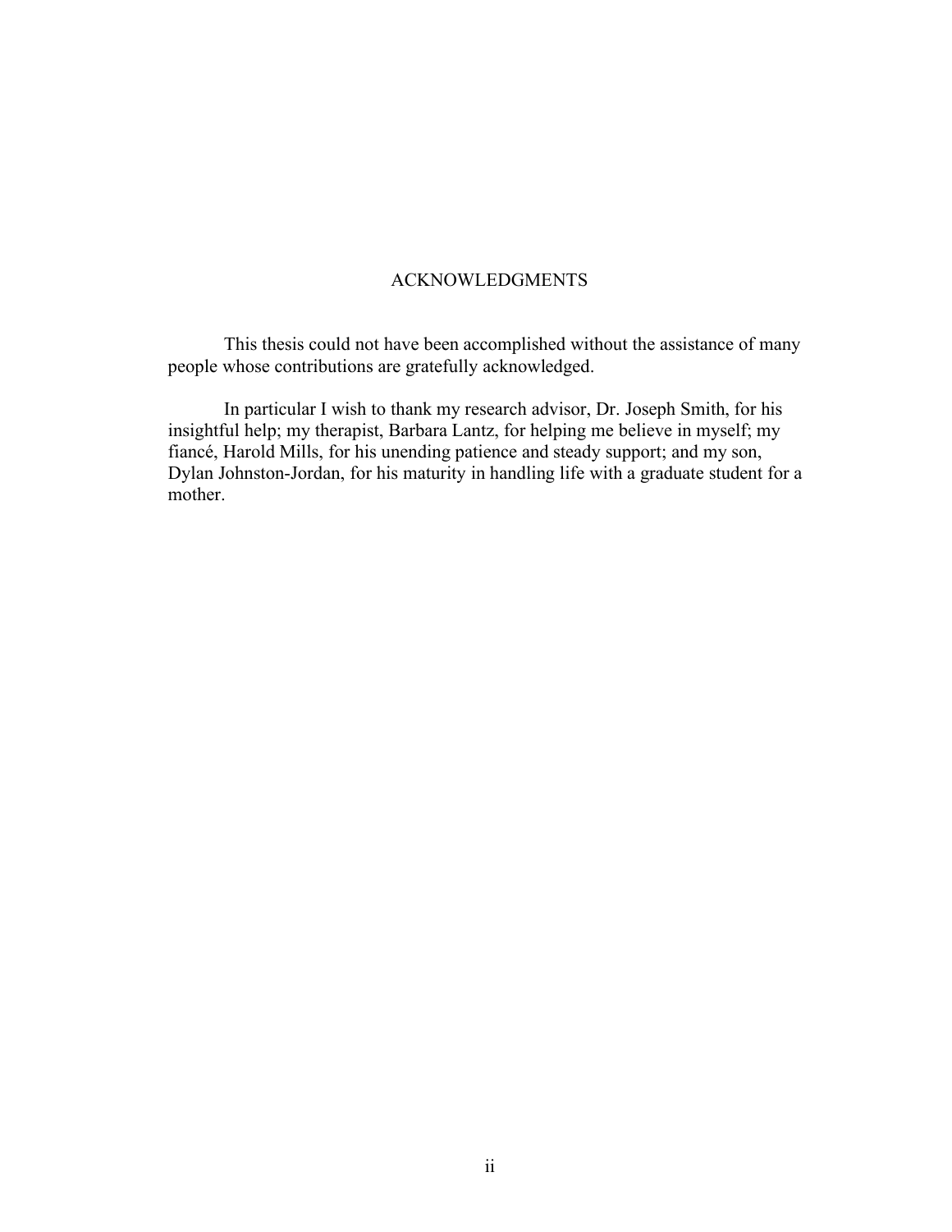# ACKNOWLEDGMENTS

This thesis could not have been accomplished without the assistance of many people whose contributions are gratefully acknowledged.

In particular I wish to thank my research advisor, Dr. Joseph Smith, for his insightful help; my therapist, Barbara Lantz, for helping me believe in myself; my fiancé, Harold Mills, for his unending patience and steady support; and my son, Dylan Johnston-Jordan, for his maturity in handling life with a graduate student for a mother.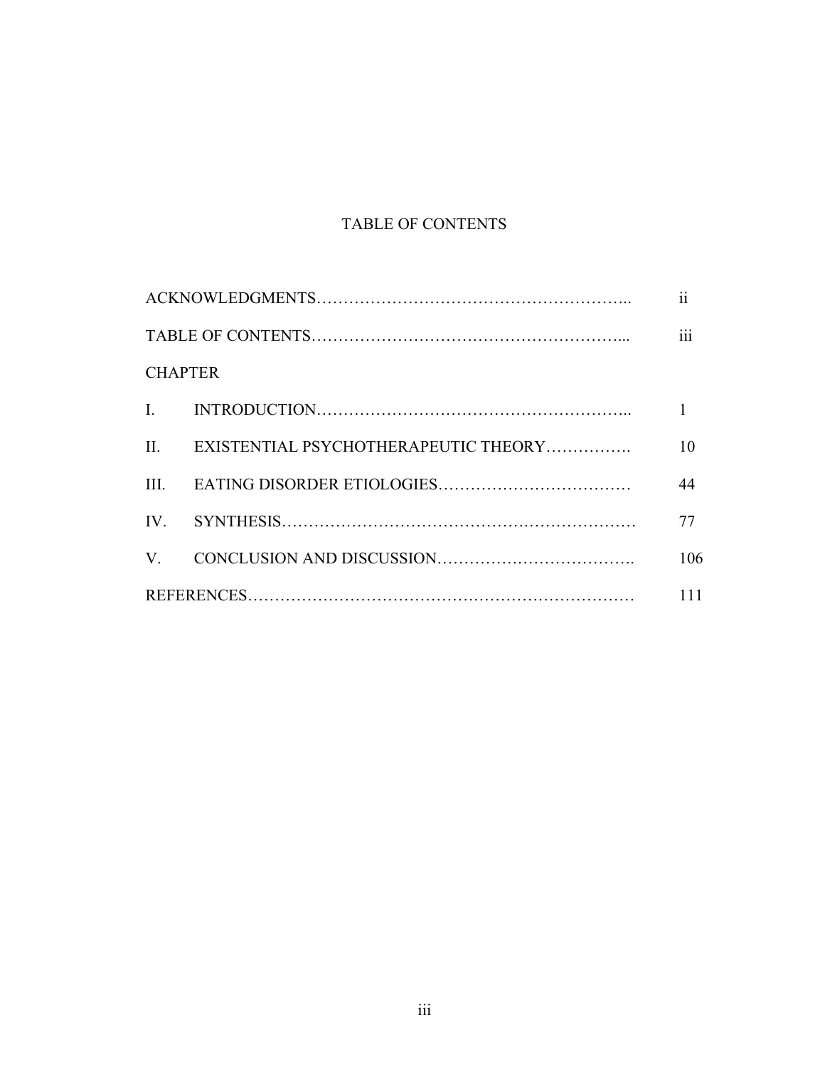# TABLE OF CONTENTS

| | | |
|---|---|---|
| ACKNOWLEDGMENTS | | ii |
| TABLE OF CONTENTS | | iii |
| CHAPTER | | |
| I. | INTRODUCTION | 1 |
| II. | EXISTENTIAL PSYCHOTHERAPEUTIC THEORY | 10 |
| III. | EATING DISORDER ETIOLOGIES | 44 |
| IV. | SYNTHESIS | 77 |
| V. | CONCLUSION AND DISCUSSION | 106 |
| REFERENCES | | 111 |